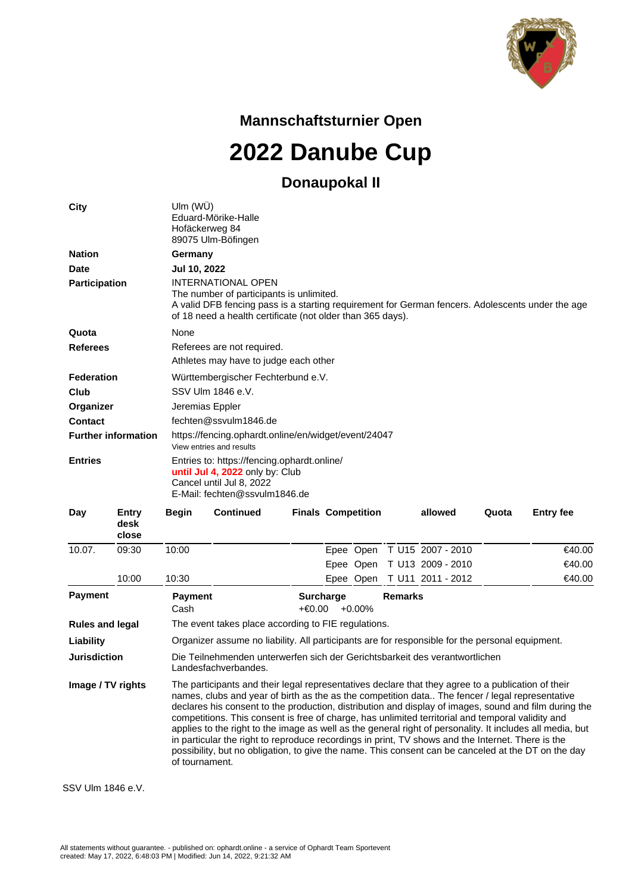## Mannschaftsturnier Open

# 2022 Danube Cup

### Donaupokal II

| | |
|---|---|
| **City** | Ulm (WÜ)<br>Eduard-Mörike-Halle<br>Hofäckerweg 84<br>89075 Ulm-Böfingen |
| **Nation** | **Germany** |
| **Date** | **Jul 10, 2022** |
| **Participation** | INTERNATIONAL OPEN<br>The number of participants is unlimited.<br>A valid DFB fencing pass is a starting requirement for German fencers. Adolescents under the age of 18 need a health certificate (not older than 365 days). |
| **Quota** | None |
| **Referees** | Referees are not required.<br>Athletes may have to judge each other |
| **Federation** | Württembergischer Fechterbund e.V. |
| **Club** | SSV Ulm 1846 e.V. |
| **Organizer** | Jeremias Eppler |
| **Contact** | fechten@ssvulm1846.de |
| **Further information** | https://fencing.ophardt.online/en/widget/event/24047<br>View entries and results |
| **Entries** | Entries to: https://fencing.ophardt.online/<br>**until Jul 4, 2022** only by: Club<br>Cancel until Jul 8, 2022<br>E-Mail: fechten@ssvulm1846.de |

| Day | Entry desk close | Begin | Continued | Finals | Competition | allowed | Quota | Entry fee |
|---|---|---|---|---|---|---|---|---|
| 10.07. | 09:30 | 10:00 | | | Epee Open T U15 | 2007 - 2010 | | €40.00 |
| | | | | | Epee Open T U13 | 2009 - 2010 | | €40.00 |
| | 10:00 | 10:30 | | | Epee Open T U11 | 2011 - 2012 | | €40.00 |

| | | | |
|---|---|---|---|
| **Payment** | **Payment**<br>Cash | **Surcharge**<br>+€0.00 +0.00% | **Remarks** |
| **Rules and legal** | The event takes place according to FIE regulations. | | |
| **Liability** | Organizer assume no liability. All participants are for responsible for the personal equipment. | | |
| **Jurisdiction** | Die Teilnehmenden unterwerfen sich der Gerichtsbarkeit des verantwortlichen Landesfachverbandes. | | |
| **Image / TV rights** | The participants and their legal representatives declare that they agree to a publication of their names, clubs and year of birth as the as the competition data.. The fencer / legal representative declares his consent to the production, distribution and display of images, sound and film during the competitions. This consent is free of charge, has unlimited territorial and temporal validity and applies to the right to the image as well as the general right of personality. It includes all media, but in particular the right to reproduce recordings in print, TV shows and the Internet. There is the possibility, but no obligation, to give the name. This consent can be canceled at the DT on the day of tournament. | | |

SSV Ulm 1846 e.V.

All statements without guarantee. - published on: ophardt.online - a service of Ophardt Team Sportevent
created: May 17, 2022, 6:48:03 PM | Modified: Jun 14, 2022, 9:21:32 AM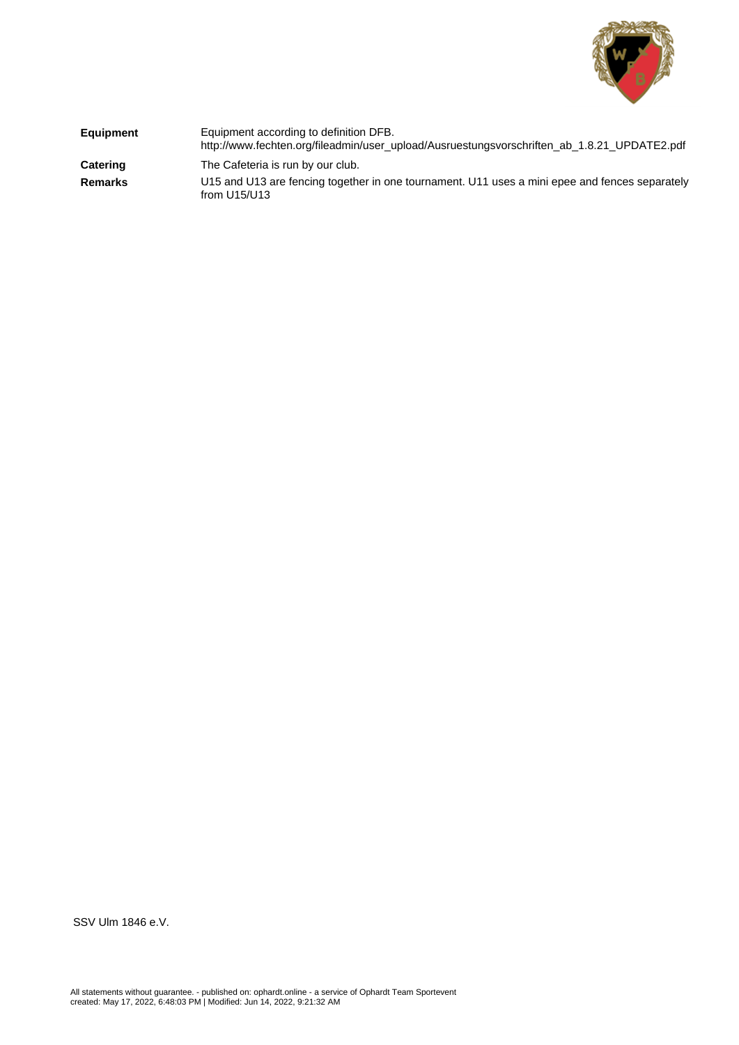| | |
|---|---|
| **Equipment** | Equipment according to definition DFB.<br>http://www.fechten.org/fileadmin/user_upload/Ausruestungsvorschriften_ab_1.8.21_UPDATE2.pdf |
| **Catering** | The Cafeteria is run by our club. |
| **Remarks** | U15 and U13 are fencing together in one tournament. U11 uses a mini epee and fences separately from U15/U13 |

SSV Ulm 1846 e.V.

All statements without guarantee. - published on: ophardt.online - a service of Ophardt Team Sportevent
created: May 17, 2022, 6:48:03 PM | Modified: Jun 14, 2022, 9:21:32 AM